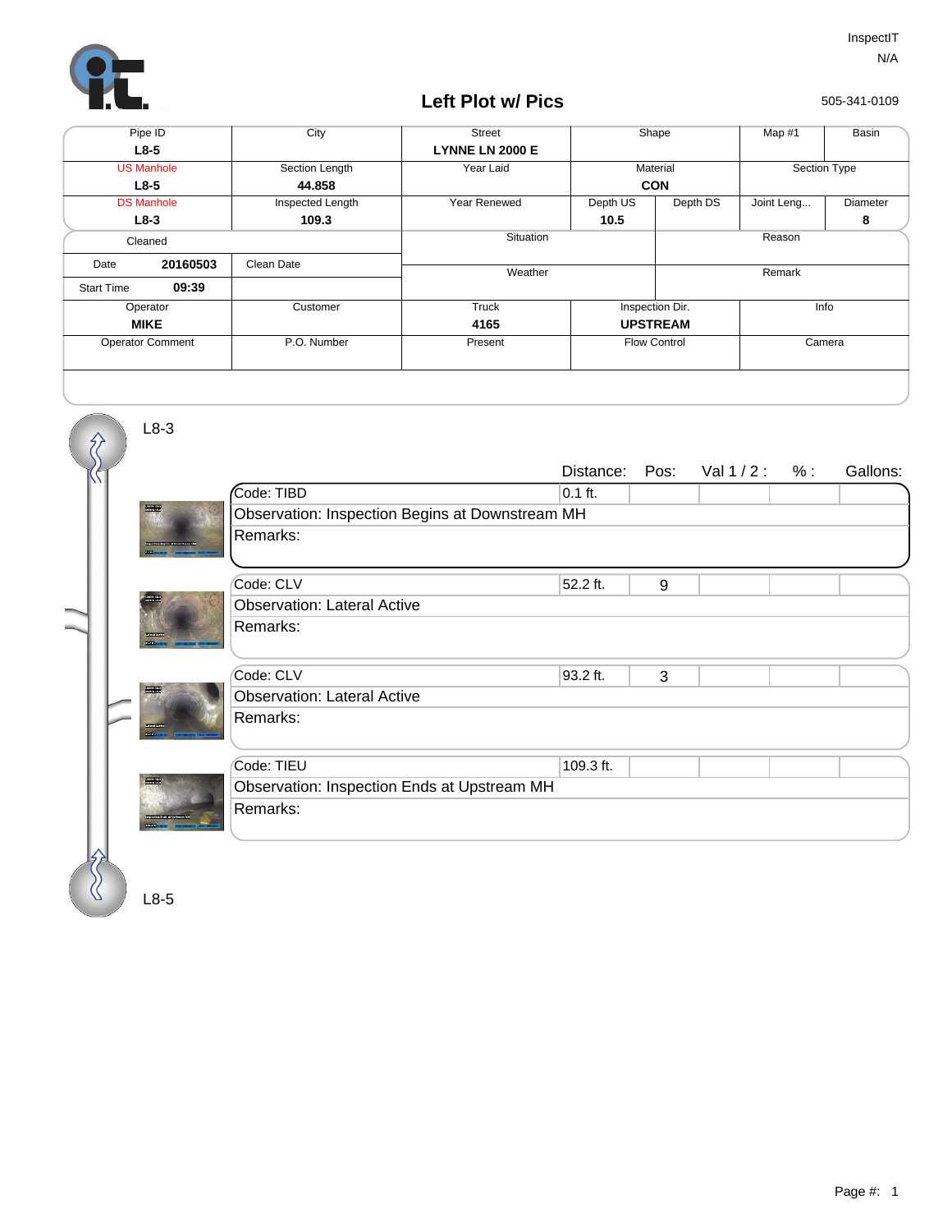InspectIT
N/A

# Left Plot w/ Pics

505-341-0109

| Pipe ID | City | Street | Shape | | Map #1 | Basin |
|---|---|---|---|---|---|---|
| **L8-5** | | **LYNNE LN 2000 E** | | | | |
| US Manhole | Section Length | Year Laid | Material | | Section Type | |
| **L8-5** | **44.858** | | **CON** | | | |
| DS Manhole | Inspected Length | Year Renewed | Depth US | Depth DS | Joint Leng... | Diameter |
| **L8-3** | **109.3** | | **10.5** | | | **8** |

| Cleaned | | Situation | Reason |
|---|---|---|---|
| Date **20160503** | Clean Date | Weather | Remark |
| Start Time **09:39** | | | |

| Operator | Customer | Truck | Inspection Dir. | Info |
|---|---|---|---|---|
| **MIKE** | | **4165** | **UPSTREAM** | |
| Operator Comment | P.O. Number | Present | Flow Control | Camera |

L8-3

| Code | Distance: | Pos: | Val 1 / 2 : | % : | Gallons: |
|---|---|---|---|---|---|
| Code: TIBD | 0.1 ft. | | | | |
| Observation: Inspection Begins at Downstream MH | | | | | |
| Remarks: | | | | | |
| Code: CLV | 52.2 ft. | 9 | | | |
| Observation: Lateral Active | | | | | |
| Remarks: | | | | | |
| Code: CLV | 93.2 ft. | 3 | | | |
| Observation: Lateral Active | | | | | |
| Remarks: | | | | | |
| Code: TIEU | 109.3 ft. | | | | |
| Observation: Inspection Ends at Upstream MH | | | | | |
| Remarks: | | | | | |

L8-5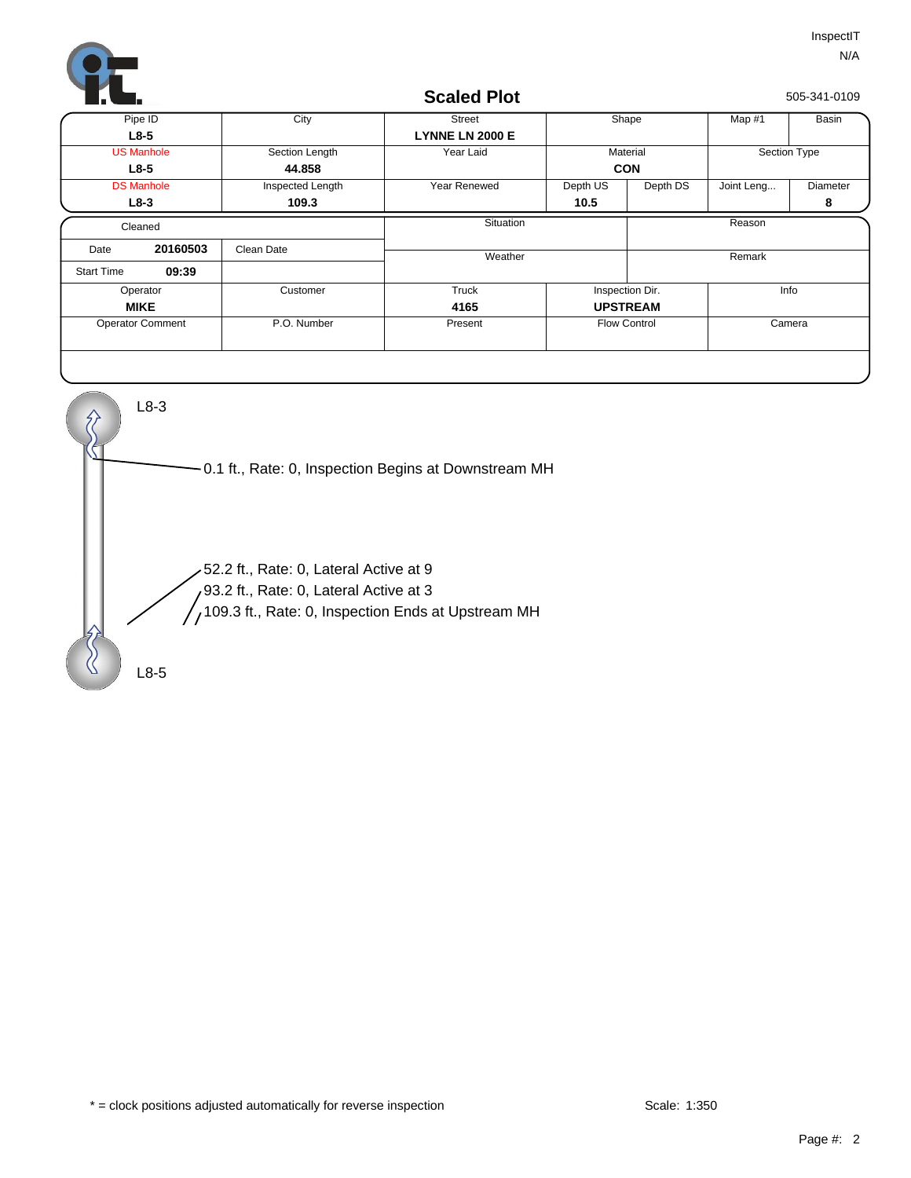InspectIT
N/A

## Scaled Plot

505-341-0109

| Pipe ID | City | Street | Shape | | Map #1 | Basin |
|---|---|---|---|---|---|---|
| **L8-5** | | **LYNNE LN 2000 E** | | | | |
| US Manhole | Section Length | Year Laid | Material | | Section Type | |
| **L8-5** | **44.858** | | **CON** | | | |
| DS Manhole | Inspected Length | Year Renewed | Depth US | Depth DS | Joint Leng... | Diameter |
| **L8-3** | **109.3** | | **10.5** | | | **8** |

| Cleaned | | Situation | Reason |
|---|---|---|---|
| Date **20160503** | Clean Date | Weather | Remark |
| Start Time **09:39** | | | |
| Operator | Customer | Truck | Inspection Dir. | Info |
| **MIKE** | | **4165** | **UPSTREAM** | |
| Operator Comment | P.O. Number | Present | Flow Control | Camera |

L8-3

0.1 ft., Rate: 0, Inspection Begins at Downstream MH

52.2 ft., Rate: 0, Lateral Active at 9

93.2 ft., Rate: 0, Lateral Active at 3

109.3 ft., Rate: 0, Inspection Ends at Upstream MH

L8-5

* = clock positions adjusted automatically for reverse inspection

Scale: 1:350